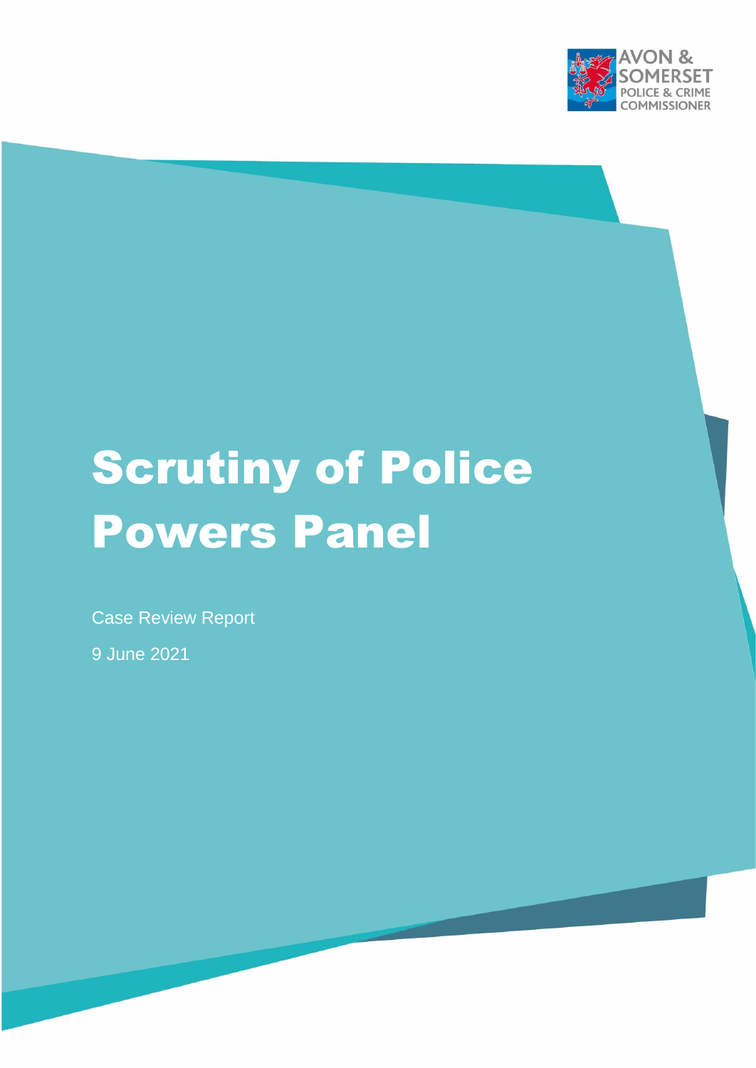AVON & SOMERSET POLICE & CRIME COMMISSIONER

# Scrutiny of Police Powers Panel

Case Review Report

9 June 2021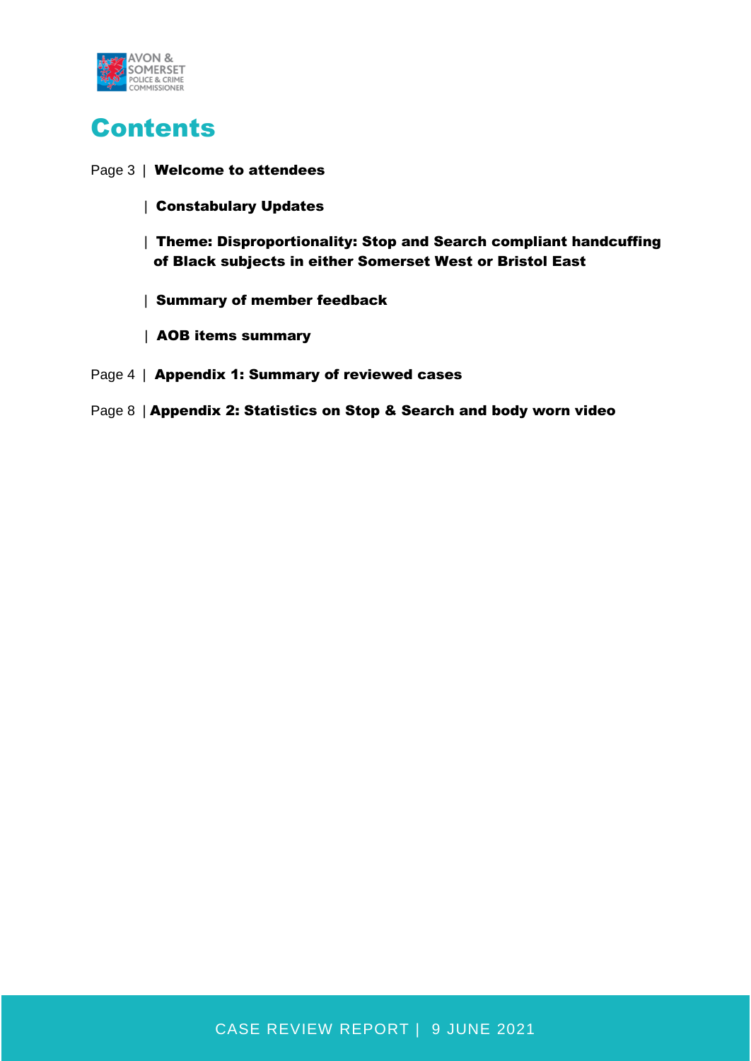# Contents

Page 3 | **Welcome to attendees**

| **Constabulary Updates**

| **Theme: Disproportionality: Stop and Search compliant handcuffing of Black subjects in either Somerset West or Bristol East**

| **Summary of member feedback**

| **AOB items summary**

Page 4 | **Appendix 1: Summary of reviewed cases**

Page 8 | **Appendix 2: Statistics on Stop & Search and body worn video**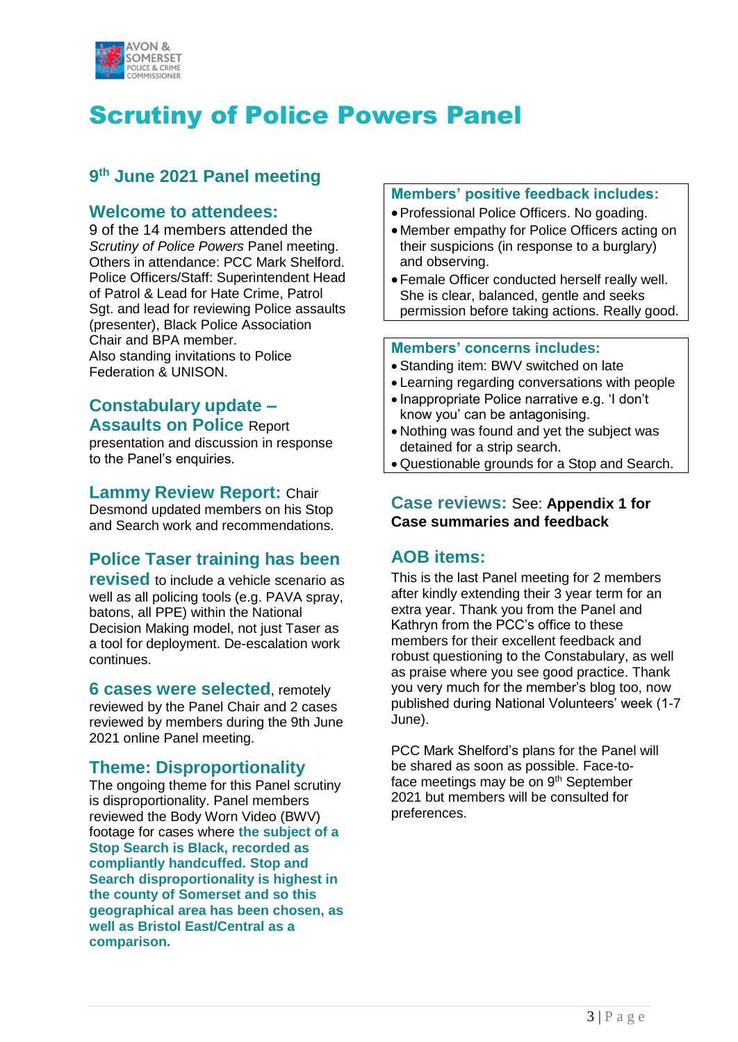# Scrutiny of Police Powers Panel

## 9th June 2021 Panel meeting

### Welcome to attendees:

9 of the 14 members attended the *Scrutiny of Police Powers* Panel meeting. Others in attendance: PCC Mark Shelford. Police Officers/Staff: Superintendent Head of Patrol & Lead for Hate Crime, Patrol Sgt. and lead for reviewing Police assaults (presenter), Black Police Association Chair and BPA member.
Also standing invitations to Police Federation & UNISON.

### Constabulary update – Assaults on Police

Report presentation and discussion in response to the Panel's enquiries.

### Lammy Review Report:

Chair Desmond updated members on his Stop and Search work and recommendations.

### Police Taser training has been revised

to include a vehicle scenario as well as all policing tools (e.g. PAVA spray, batons, all PPE) within the National Decision Making model, not just Taser as a tool for deployment. De-escalation work continues.

### 6 cases were selected

, remotely reviewed by the Panel Chair and 2 cases reviewed by members during the 9th June 2021 online Panel meeting.

### Theme: Disproportionality

The ongoing theme for this Panel scrutiny is disproportionality. Panel members reviewed the Body Worn Video (BWV) footage for cases where **the subject of a Stop Search is Black, recorded as compliantly handcuffed. Stop and Search disproportionality is highest in the county of Somerset and so this geographical area has been chosen, as well as Bristol East/Central as a comparison.**

### Members' positive feedback includes:

- Professional Police Officers. No goading.
- Member empathy for Police Officers acting on their suspicions (in response to a burglary) and observing.
- Female Officer conducted herself really well. She is clear, balanced, gentle and seeks permission before taking actions. Really good.

### Members' concerns includes:

- Standing item: BWV switched on late
- Learning regarding conversations with people
- Inappropriate Police narrative e.g. 'I don't know you' can be antagonising.
- Nothing was found and yet the subject was detained for a strip search.
- Questionable grounds for a Stop and Search.

### Case reviews:

See: **Appendix 1 for Case summaries and feedback**

### AOB items:

This is the last Panel meeting for 2 members after kindly extending their 3 year term for an extra year. Thank you from the Panel and Kathryn from the PCC's office to these members for their excellent feedback and robust questioning to the Constabulary, as well as praise where you see good practice. Thank you very much for the member's blog too, now published during National Volunteers' week (1-7 June).

PCC Mark Shelford's plans for the Panel will be shared as soon as possible. Face-to-face meetings may be on 9th September 2021 but members will be consulted for preferences.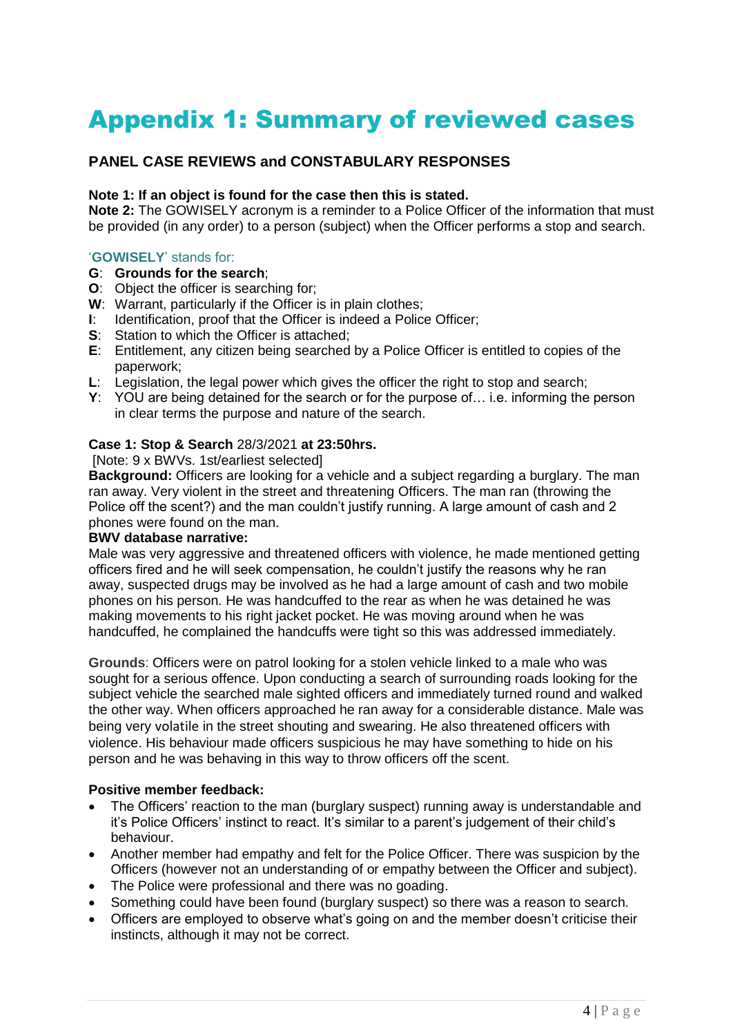# Appendix 1: Summary of reviewed cases

## PANEL CASE REVIEWS and CONSTABULARY RESPONSES

**Note 1: If an object is found for the case then this is stated.**
**Note 2:** The GOWISELY acronym is a reminder to a Police Officer of the information that must be provided (in any order) to a person (subject) when the Officer performs a stop and search.

'**GOWISELY**' stands for:

- **G**: **Grounds for the search**;
- **O**: Object the officer is searching for;
- **W**: Warrant, particularly if the Officer is in plain clothes;
- **I**: Identification, proof that the Officer is indeed a Police Officer;
- **S**: Station to which the Officer is attached;
- **E**: Entitlement, any citizen being searched by a Police Officer is entitled to copies of the paperwork;
- **L**: Legislation, the legal power which gives the officer the right to stop and search;
- **Y**: YOU are being detained for the search or for the purpose of… i.e. informing the person in clear terms the purpose and nature of the search.

**Case 1: Stop & Search** 28/3/2021 **at 23:50hrs.**
[Note: 9 x BWVs. 1st/earliest selected]
**Background:** Officers are looking for a vehicle and a subject regarding a burglary. The man ran away. Very violent in the street and threatening Officers. The man ran (throwing the Police off the scent?) and the man couldn't justify running. A large amount of cash and 2 phones were found on the man.
**BWV database narrative:**
Male was very aggressive and threatened officers with violence, he made mentioned getting officers fired and he will seek compensation, he couldn't justify the reasons why he ran away, suspected drugs may be involved as he had a large amount of cash and two mobile phones on his person. He was handcuffed to the rear as when he was detained he was making movements to his right jacket pocket. He was moving around when he was handcuffed, he complained the handcuffs were tight so this was addressed immediately.

**Grounds**: Officers were on patrol looking for a stolen vehicle linked to a male who was sought for a serious offence. Upon conducting a search of surrounding roads looking for the subject vehicle the searched male sighted officers and immediately turned round and walked the other way. When officers approached he ran away for a considerable distance. Male was being very volatile in the street shouting and swearing. He also threatened officers with violence. His behaviour made officers suspicious he may have something to hide on his person and he was behaving in this way to throw officers off the scent.

**Positive member feedback:**

- The Officers' reaction to the man (burglary suspect) running away is understandable and it's Police Officers' instinct to react. It's similar to a parent's judgement of their child's behaviour.
- Another member had empathy and felt for the Police Officer. There was suspicion by the Officers (however not an understanding of or empathy between the Officer and subject).
- The Police were professional and there was no goading.
- Something could have been found (burglary suspect) so there was a reason to search.
- Officers are employed to observe what's going on and the member doesn't criticise their instincts, although it may not be correct.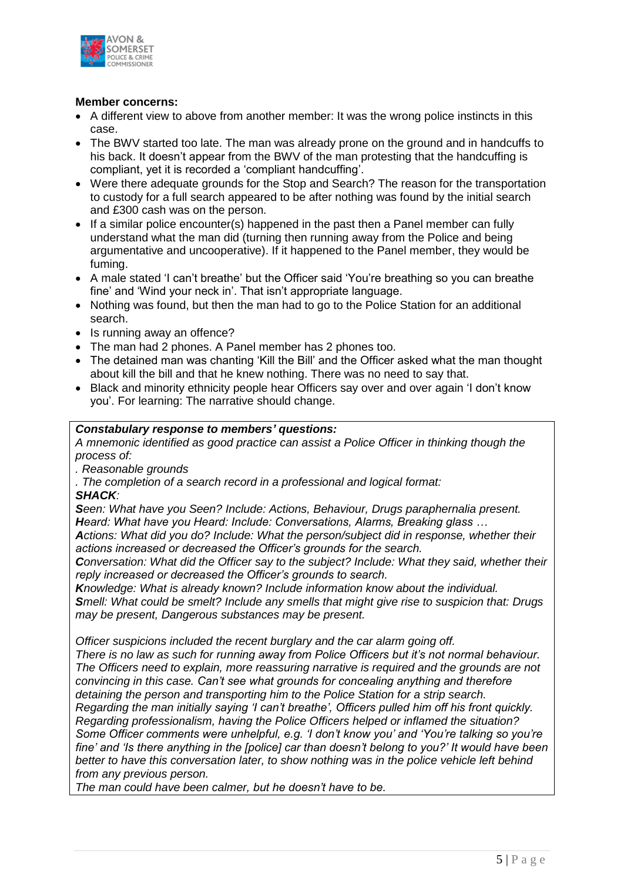**Member concerns:**

- A different view to above from another member: It was the wrong police instincts in this case.
- The BWV started too late. The man was already prone on the ground and in handcuffs to his back. It doesn't appear from the BWV of the man protesting that the handcuffing is compliant, yet it is recorded a 'compliant handcuffing'.
- Were there adequate grounds for the Stop and Search? The reason for the transportation to custody for a full search appeared to be after nothing was found by the initial search and £300 cash was on the person.
- If a similar police encounter(s) happened in the past then a Panel member can fully understand what the man did (turning then running away from the Police and being argumentative and uncooperative). If it happened to the Panel member, they would be fuming.
- A male stated 'I can't breathe' but the Officer said 'You're breathing so you can breathe fine' and 'Wind your neck in'. That isn't appropriate language.
- Nothing was found, but then the man had to go to the Police Station for an additional search.
- Is running away an offence?
- The man had 2 phones. A Panel member has 2 phones too.
- The detained man was chanting 'Kill the Bill' and the Officer asked what the man thought about kill the bill and that he knew nothing. There was no need to say that.
- Black and minority ethnicity people hear Officers say over and over again 'I don't know you'. For learning: The narrative should change.

***Constabulary response to members' questions:***

*A mnemonic identified as good practice can assist a Police Officer in thinking though the process of:*

*. Reasonable grounds*

*. The completion of a search record in a professional and logical format:*

***SHACK**:*

***S**een: What have you Seen? Include: Actions, Behaviour, Drugs paraphernalia present.*

***H**eard: What have you Heard: Include: Conversations, Alarms, Breaking glass …*

***A**ctions: What did you do? Include: What the person/subject did in response, whether their actions increased or decreased the Officer's grounds for the search.*

***C**onversation: What did the Officer say to the subject? Include: What they said, whether their reply increased or decreased the Officer's grounds to search.*

***K**nowledge: What is already known? Include information know about the individual.*

***S**mell: What could be smelt? Include any smells that might give rise to suspicion that: Drugs may be present, Dangerous substances may be present.*

*Officer suspicions included the recent burglary and the car alarm going off.*

*There is no law as such for running away from Police Officers but it's not normal behaviour. The Officers need to explain, more reassuring narrative is required and the grounds are not convincing in this case. Can't see what grounds for concealing anything and therefore detaining the person and transporting him to the Police Station for a strip search.*

*Regarding the man initially saying 'I can't breathe', Officers pulled him off his front quickly.*

*Regarding professionalism, having the Police Officers helped or inflamed the situation? Some Officer comments were unhelpful, e.g. 'I don't know you' and 'You're talking so you're fine' and 'Is there anything in the [police] car than doesn't belong to you?' It would have been better to have this conversation later, to show nothing was in the police vehicle left behind from any previous person.*

*The man could have been calmer, but he doesn't have to be.*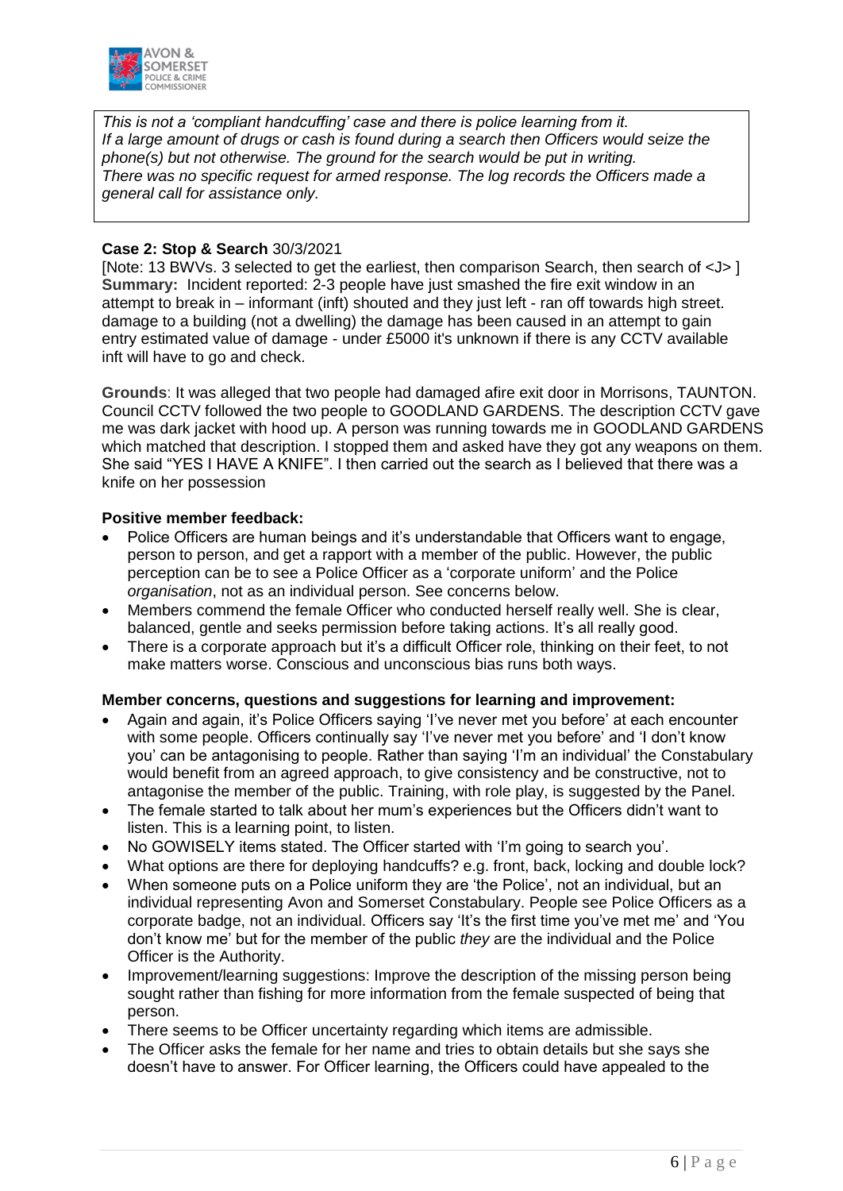*This is not a 'compliant handcuffing' case and there is police learning from it.*
*If a large amount of drugs or cash is found during a search then Officers would seize the phone(s) but not otherwise. The ground for the search would be put in writing.*
*There was no specific request for armed response. The log records the Officers made a general call for assistance only.*

**Case 2: Stop & Search** 30/3/2021

[Note: 13 BWVs. 3 selected to get the earliest, then comparison Search, then search of <J> ]

**Summary:** Incident reported: 2-3 people have just smashed the fire exit window in an attempt to break in – informant (inft) shouted and they just left - ran off towards high street. damage to a building (not a dwelling) the damage has been caused in an attempt to gain entry estimated value of damage - under £5000 it's unknown if there is any CCTV available inft will have to go and check.

**Grounds**: It was alleged that two people had damaged afire exit door in Morrisons, TAUNTON. Council CCTV followed the two people to GOODLAND GARDENS. The description CCTV gave me was dark jacket with hood up. A person was running towards me in GOODLAND GARDENS which matched that description. I stopped them and asked have they got any weapons on them. She said "YES I HAVE A KNIFE". I then carried out the search as I believed that there was a knife on her possession

**Positive member feedback:**

- Police Officers are human beings and it's understandable that Officers want to engage, person to person, and get a rapport with a member of the public. However, the public perception can be to see a Police Officer as a 'corporate uniform' and the Police *organisation*, not as an individual person. See concerns below.
- Members commend the female Officer who conducted herself really well. She is clear, balanced, gentle and seeks permission before taking actions. It's all really good.
- There is a corporate approach but it's a difficult Officer role, thinking on their feet, to not make matters worse. Conscious and unconscious bias runs both ways.

**Member concerns, questions and suggestions for learning and improvement:**

- Again and again, it's Police Officers saying 'I've never met you before' at each encounter with some people. Officers continually say 'I've never met you before' and 'I don't know you' can be antagonising to people. Rather than saying 'I'm an individual' the Constabulary would benefit from an agreed approach, to give consistency and be constructive, not to antagonise the member of the public. Training, with role play, is suggested by the Panel.
- The female started to talk about her mum's experiences but the Officers didn't want to listen. This is a learning point, to listen.
- No GOWISELY items stated. The Officer started with 'I'm going to search you'.
- What options are there for deploying handcuffs? e.g. front, back, locking and double lock?
- When someone puts on a Police uniform they are 'the Police', not an individual, but an individual representing Avon and Somerset Constabulary. People see Police Officers as a corporate badge, not an individual. Officers say 'It's the first time you've met me' and 'You don't know me' but for the member of the public *they* are the individual and the Police Officer is the Authority.
- Improvement/learning suggestions: Improve the description of the missing person being sought rather than fishing for more information from the female suspected of being that person.
- There seems to be Officer uncertainty regarding which items are admissible.
- The Officer asks the female for her name and tries to obtain details but she says she doesn't have to answer. For Officer learning, the Officers could have appealed to the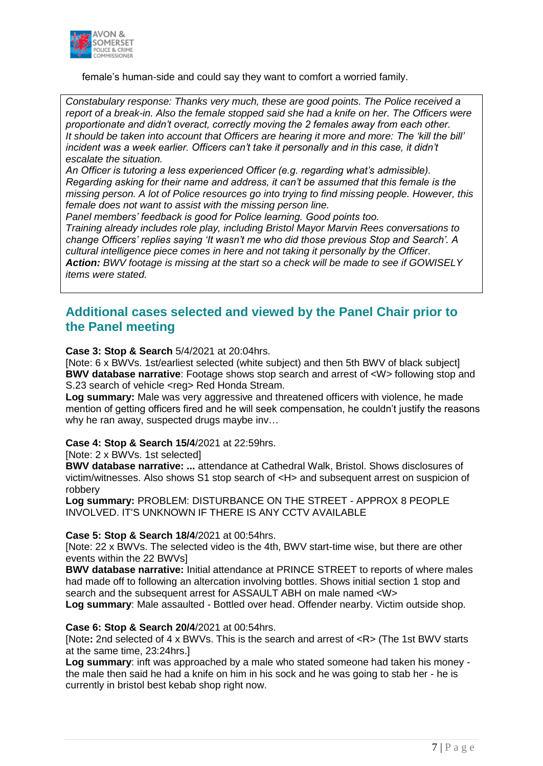female's human-side and could say they want to comfort a worried family.

*Constabulary response: Thanks very much, these are good points. The Police received a report of a break-in. Also the female stopped said she had a knife on her. The Officers were proportionate and didn't overact, correctly moving the 2 females away from each other. It should be taken into account that Officers are hearing it more and more: The 'kill the bill' incident was a week earlier. Officers can't take it personally and in this case, it didn't escalate the situation.*
*An Officer is tutoring a less experienced Officer (e.g. regarding what's admissible). Regarding asking for their name and address, it can't be assumed that this female is the missing person. A lot of Police resources go into trying to find missing people. However, this female does not want to assist with the missing person line.*
*Panel members' feedback is good for Police learning. Good points too.*
*Training already includes role play, including Bristol Mayor Marvin Rees conversations to change Officers' replies saying 'It wasn't me who did those previous Stop and Search'. A cultural intelligence piece comes in here and not taking it personally by the Officer.*
***Action:** BWV footage is missing at the start so a check will be made to see if GOWISELY items were stated.*

## Additional cases selected and viewed by the Panel Chair prior to the Panel meeting

**Case 3: Stop & Search** 5/4/2021 at 20:04hrs.
[Note: 6 x BWVs. 1st/earliest selected (white subject) and then 5th BWV of black subject]
**BWV database narrative**: Footage shows stop search and arrest of <W> following stop and S.23 search of vehicle <reg> Red Honda Stream.
**Log summary:** Male was very aggressive and threatened officers with violence, he made mention of getting officers fired and he will seek compensation, he couldn't justify the reasons why he ran away, suspected drugs maybe inv…

**Case 4: Stop & Search 15/4**/2021 at 22:59hrs.
[Note: 2 x BWVs. 1st selected]
**BWV database narrative: ...** attendance at Cathedral Walk, Bristol. Shows disclosures of victim/witnesses. Also shows S1 stop search of <H> and subsequent arrest on suspicion of robbery
**Log summary:** PROBLEM: DISTURBANCE ON THE STREET - APPROX 8 PEOPLE INVOLVED. IT'S UNKNOWN IF THERE IS ANY CCTV AVAILABLE

**Case 5: Stop & Search 18/4**/2021 at 00:54hrs.
[Note: 22 x BWVs. The selected video is the 4th, BWV start-time wise, but there are other events within the 22 BWVs]
**BWV database narrative:** Initial attendance at PRINCE STREET to reports of where males had made off to following an altercation involving bottles. Shows initial section 1 stop and search and the subsequent arrest for ASSAULT ABH on male named <W>
**Log summary**: Male assaulted - Bottled over head. Offender nearby. Victim outside shop.

**Case 6: Stop & Search 20/4**/2021 at 00:54hrs.
[Note**:** 2nd selected of 4 x BWVs. This is the search and arrest of <R> (The 1st BWV starts at the same time, 23:24hrs.]
**Log summary**: inft was approached by a male who stated someone had taken his money - the male then said he had a knife on him in his sock and he was going to stab her - he is currently in bristol best kebab shop right now.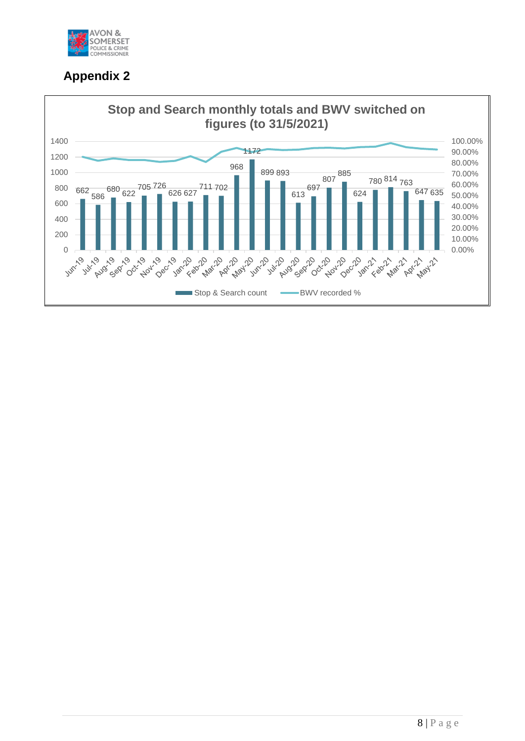## Appendix 2

**Stop and Search monthly totals and BWV switched on figures (to 31/5/2021)**

1400
1200
1000
800
600
400
200
0

100.00%
90.00%
80.00%
70.00%
60.00%
50.00%
40.00%
30.00%
20.00%
10.00%
0.00%

662 586 680 622 705 726 626 627 711 702 968 1172 899 893 613 697 807 885 624 780 814 763 647 635

Jun-19 Jul-19 Aug-19 Sep-19 Oct-19 Nov-19 Dec-19 Jan-20 Feb-20 Mar-20 Apr-20 May-20 Jun-20 Jul-20 Aug-20 Sep-20 Oct-20 Nov-20 Dec-20 Jan-21 Feb-21 Mar-21 Apr-21 May-21

Stop & Search count
BWV recorded %